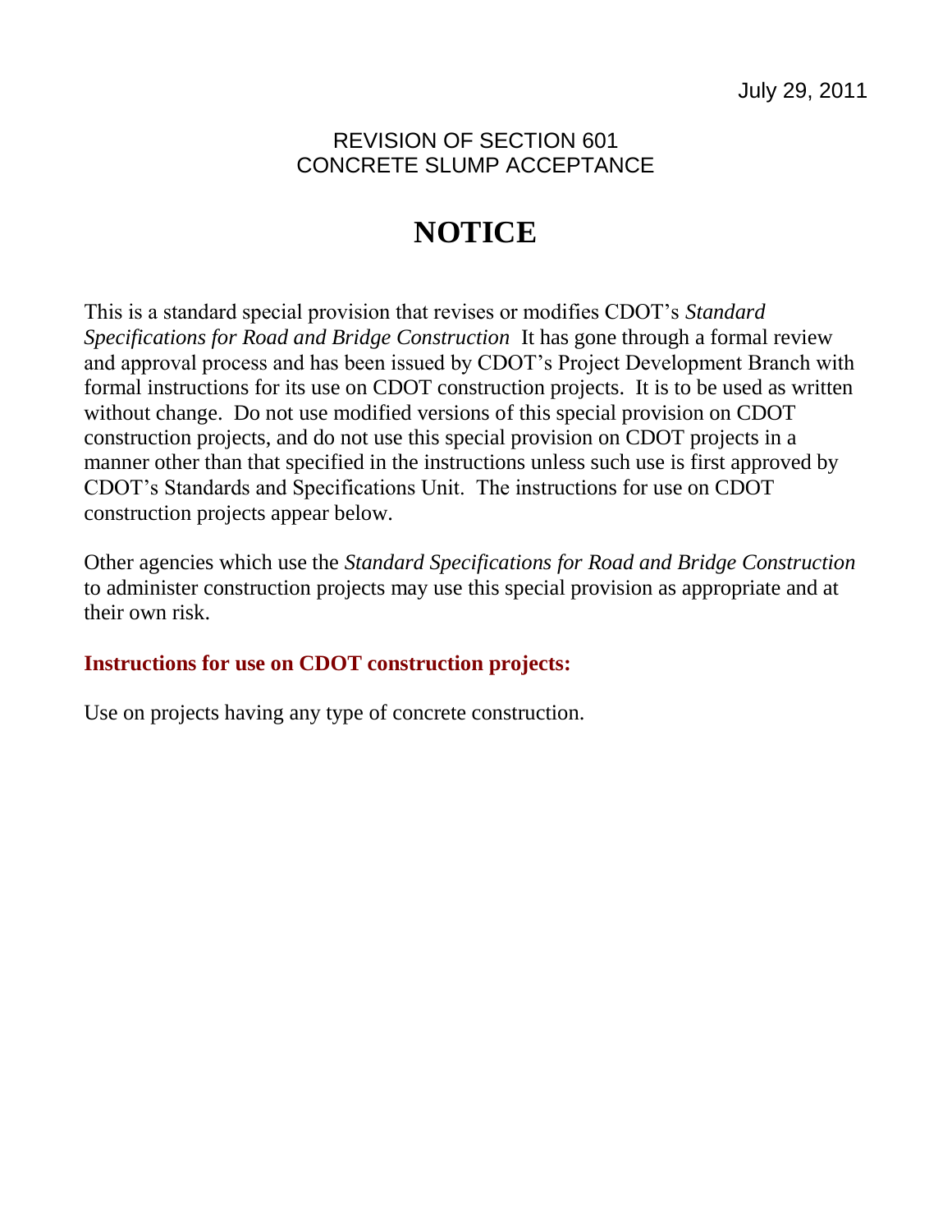July 29, 2011

REVISION OF SECTION 601
CONCRETE SLUMP ACCEPTANCE

# NOTICE

This is a standard special provision that revises or modifies CDOT's *Standard Specifications for Road and Bridge Construction* It has gone through a formal review and approval process and has been issued by CDOT's Project Development Branch with formal instructions for its use on CDOT construction projects. It is to be used as written without change. Do not use modified versions of this special provision on CDOT construction projects, and do not use this special provision on CDOT projects in a manner other than that specified in the instructions unless such use is first approved by CDOT's Standards and Specifications Unit. The instructions for use on CDOT construction projects appear below.

Other agencies which use the *Standard Specifications for Road and Bridge Construction* to administer construction projects may use this special provision as appropriate and at their own risk.

**Instructions for use on CDOT construction projects:**

Use on projects having any type of concrete construction.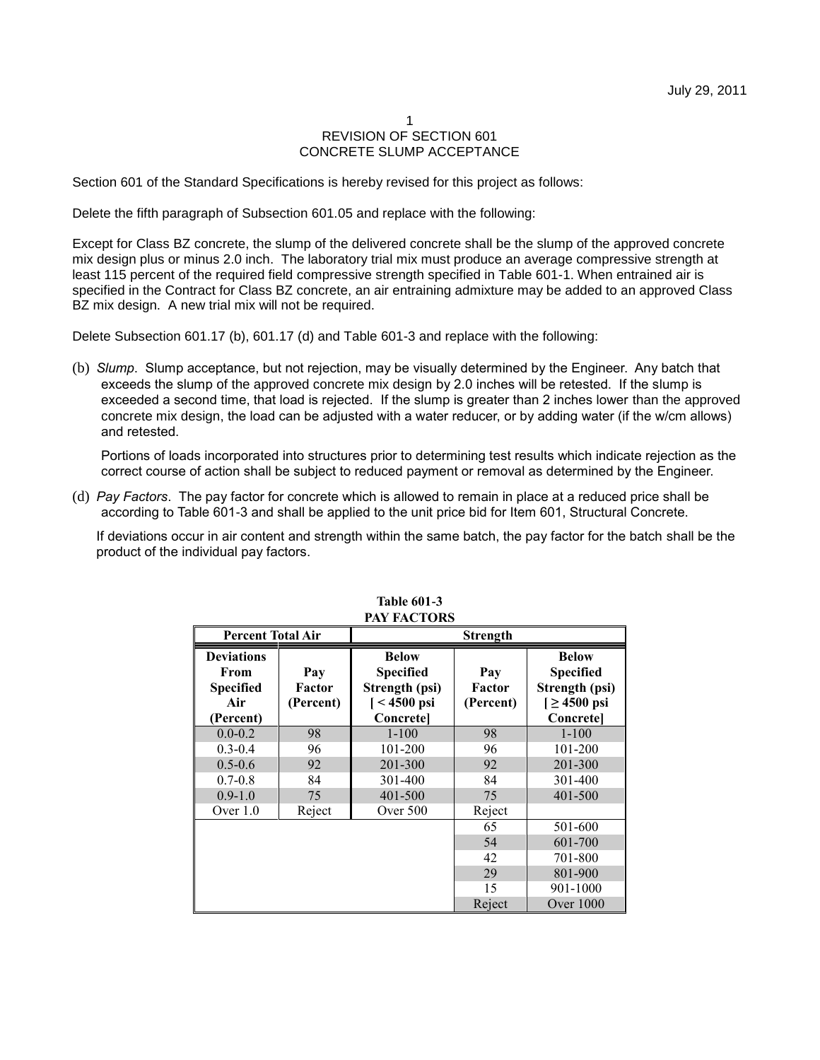July 29, 2011

## REVISION OF SECTION 601
## CONCRETE SLUMP ACCEPTANCE

Section 601 of the Standard Specifications is hereby revised for this project as follows:

Delete the fifth paragraph of Subsection 601.05 and replace with the following:

Except for Class BZ concrete, the slump of the delivered concrete shall be the slump of the approved concrete mix design plus or minus 2.0 inch. The laboratory trial mix must produce an average compressive strength at least 115 percent of the required field compressive strength specified in Table 601-1. When entrained air is specified in the Contract for Class BZ concrete, an air entraining admixture may be added to an approved Class BZ mix design. A new trial mix will not be required.

Delete Subsection 601.17 (b), 601.17 (d) and Table 601-3 and replace with the following:

(b) *Slump*. Slump acceptance, but not rejection, may be visually determined by the Engineer. Any batch that exceeds the slump of the approved concrete mix design by 2.0 inches will be retested. If the slump is exceeded a second time, that load is rejected. If the slump is greater than 2 inches lower than the approved concrete mix design, the load can be adjusted with a water reducer, or by adding water (if the w/cm allows) and retested.

Portions of loads incorporated into structures prior to determining test results which indicate rejection as the correct course of action shall be subject to reduced payment or removal as determined by the Engineer.

(d) *Pay Factors*. The pay factor for concrete which is allowed to remain in place at a reduced price shall be according to Table 601-3 and shall be applied to the unit price bid for Item 601, Structural Concrete.

If deviations occur in air content and strength within the same batch, the pay factor for the batch shall be the product of the individual pay factors.

**Table 601-3**
**PAY FACTORS**

| Percent Total Air | | Strength | | |
|---|---|---|---|---|
| **Deviations From Specified Air (Percent)** | **Pay Factor (Percent)** | **Below Specified Strength (psi) [ < 4500 psi Concrete]** | **Pay Factor (Percent)** | **Below Specified Strength (psi) [ ≥ 4500 psi Concrete]** |
| 0.0-0.2 | 98 | 1-100 | 98 | 1-100 |
| 0.3-0.4 | 96 | 101-200 | 96 | 101-200 |
| 0.5-0.6 | 92 | 201-300 | 92 | 201-300 |
| 0.7-0.8 | 84 | 301-400 | 84 | 301-400 |
| 0.9-1.0 | 75 | 401-500 | 75 | 401-500 |
| Over 1.0 | Reject | Over 500 | Reject | |
| | | | 65 | 501-600 |
| | | | 54 | 601-700 |
| | | | 42 | 701-800 |
| | | | 29 | 801-900 |
| | | | 15 | 901-1000 |
| | | | Reject | Over 1000 |